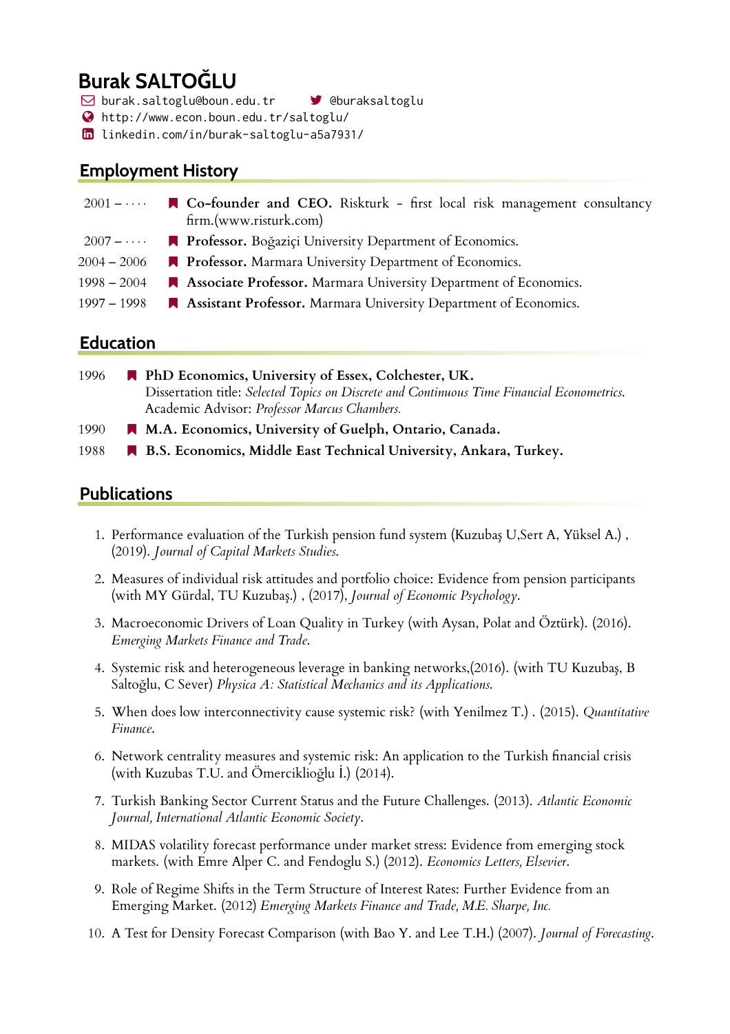# Burak SALTOĞLU

burak.saltoglu@boun.edu.tr @buraksaltoglu
http://www.econ.boun.edu.tr/saltoglu/
linkedin.com/in/burak-saltoglu-a5a7931/

## Employment History

- 2001 – · · · · **Co-founder and CEO.** Riskturk - first local risk management consultancy firm.(www.risturk.com)
- 2007 – · · · · **Professor.** Boğaziçi University Department of Economics.
- 2004 – 2006 **Professor.** Marmara University Department of Economics.
- 1998 – 2004 **Associate Professor.** Marmara University Department of Economics.
- 1997 – 1998 **Assistant Professor.** Marmara University Department of Economics.

## Education

- 1996 **PhD Economics, University of Essex, Colchester, UK.**
  Dissertation title: *Selected Topics on Discrete and Continuous Time Financial Econometrics.*
  Academic Advisor: *Professor Marcus Chambers.*
- 1990 **M.A. Economics, University of Guelph, Ontario, Canada.**
- 1988 **B.S. Economics, Middle East Technical University, Ankara, Turkey.**

## Publications

1. Performance evaluation of the Turkish pension fund system (Kuzubaş U,Sert A, Yüksel A.) , (2019). *Journal of Capital Markets Studies.*
2. Measures of individual risk attitudes and portfolio choice: Evidence from pension participants (with MY Gürdal, TU Kuzubaş.) , (2017), *Journal of Economic Psychology*.
3. Macroeconomic Drivers of Loan Quality in Turkey (with Aysan, Polat and Öztürk). (2016). *Emerging Markets Finance and Trade.*
4. Systemic risk and heterogeneous leverage in banking networks,(2016). (with TU Kuzubaş, B Saltoğlu, C Sever) *Physica A: Statistical Mechanics and its Applications.*
5. When does low interconnectivity cause systemic risk? (with Yenilmez T.) . (2015). *Quantitative Finance*.
6. Network centrality measures and systemic risk: An application to the Turkish financial crisis (with Kuzubas T.U. and Ömercikli̇oğlu İ.) (2014).
7. Turkish Banking Sector Current Status and the Future Challenges. (2013). *Atlantic Economic Journal, International Atlantic Economic Society*.
8. MIDAS volatility forecast performance under market stress: Evidence from emerging stock markets. (with Emre Alper C. and Fendoglu S.) (2012). *Economics Letters, Elsevier*.
9. Role of Regime Shifts in the Term Structure of Interest Rates: Further Evidence from an Emerging Market. (2012) *Emerging Markets Finance and Trade, M.E. Sharpe, Inc.*
10. A Test for Density Forecast Comparison (with Bao Y. and Lee T.H.) (2007). *Journal of Forecasting*.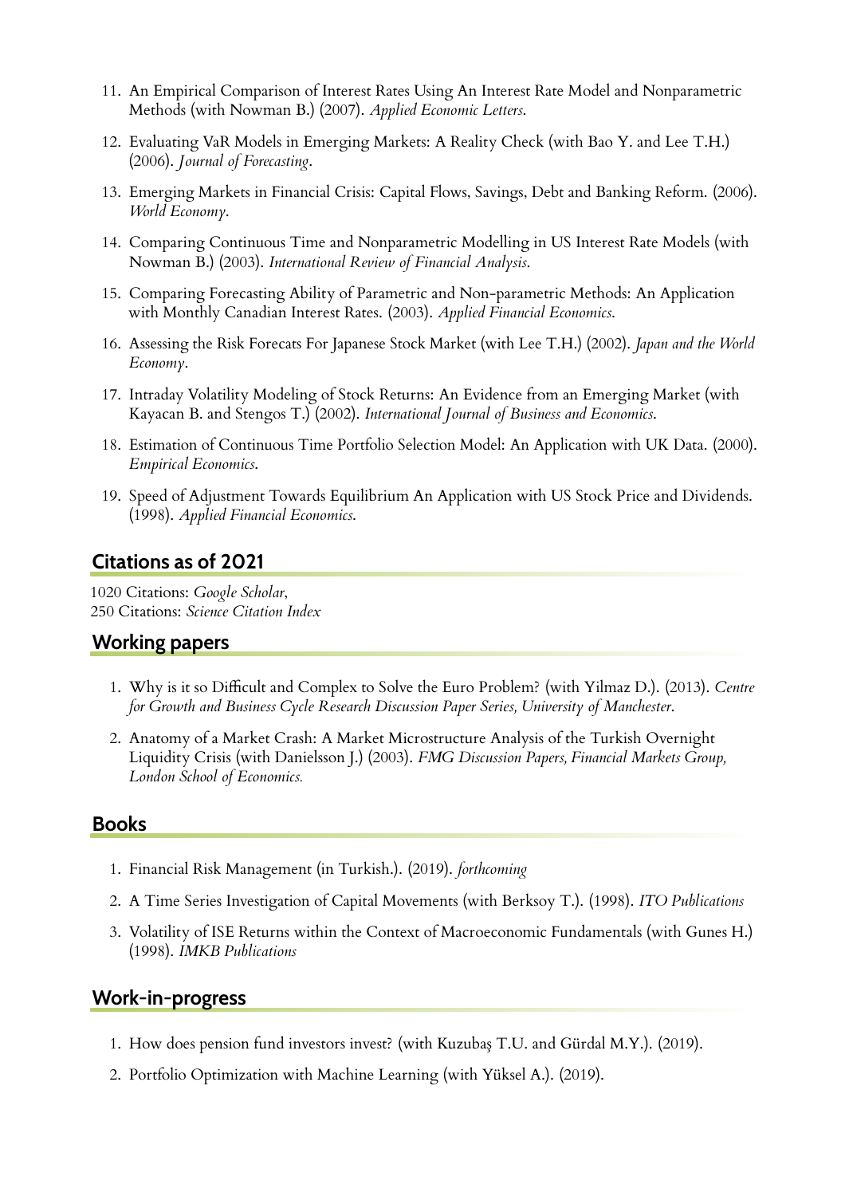11. An Empirical Comparison of Interest Rates Using An Interest Rate Model and Nonparametric Methods (with Nowman B.) (2007). *Applied Economic Letters*.
12. Evaluating VaR Models in Emerging Markets: A Reality Check (with Bao Y. and Lee T.H.) (2006). *Journal of Forecasting*.
13. Emerging Markets in Financial Crisis: Capital Flows, Savings, Debt and Banking Reform. (2006). *World Economy*.
14. Comparing Continuous Time and Nonparametric Modelling in US Interest Rate Models (with Nowman B.) (2003). *International Review of Financial Analysis*.
15. Comparing Forecasting Ability of Parametric and Non-parametric Methods: An Application with Monthly Canadian Interest Rates. (2003). *Applied Financial Economics*.
16. Assessing the Risk Forecats For Japanese Stock Market (with Lee T.H.) (2002). *Japan and the World Economy*.
17. Intraday Volatility Modeling of Stock Returns: An Evidence from an Emerging Market (with Kayacan B. and Stengos T.) (2002). *International Journal of Business and Economics*.
18. Estimation of Continuous Time Portfolio Selection Model: An Application with UK Data. (2000). *Empirical Economics*.
19. Speed of Adjustment Towards Equilibrium An Application with US Stock Price and Dividends. (1998). *Applied Financial Economics*.

## Citations as of 2021

1020 Citations: *Google Scholar*,
250 Citations: *Science Citation Index*

## Working papers

1. Why is it so Difficult and Complex to Solve the Euro Problem? (with Yilmaz D.). (2013). *Centre for Growth and Business Cycle Research Discussion Paper Series, University of Manchester*.
2. Anatomy of a Market Crash: A Market Microstructure Analysis of the Turkish Overnight Liquidity Crisis (with Danielsson J.) (2003). *FMG Discussion Papers, Financial Markets Group, London School of Economics.*

## Books

1. Financial Risk Management (in Turkish.). (2019). *forthcoming*
2. A Time Series Investigation of Capital Movements (with Berksoy T.). (1998). *ITO Publications*
3. Volatility of ISE Returns within the Context of Macroeconomic Fundamentals (with Gunes H.) (1998). *IMKB Publications*

## Work-in-progress

1. How does pension fund investors invest? (with Kuzubaş T.U. and Gürdal M.Y.). (2019).
2. Portfolio Optimization with Machine Learning (with Yüksel A.). (2019).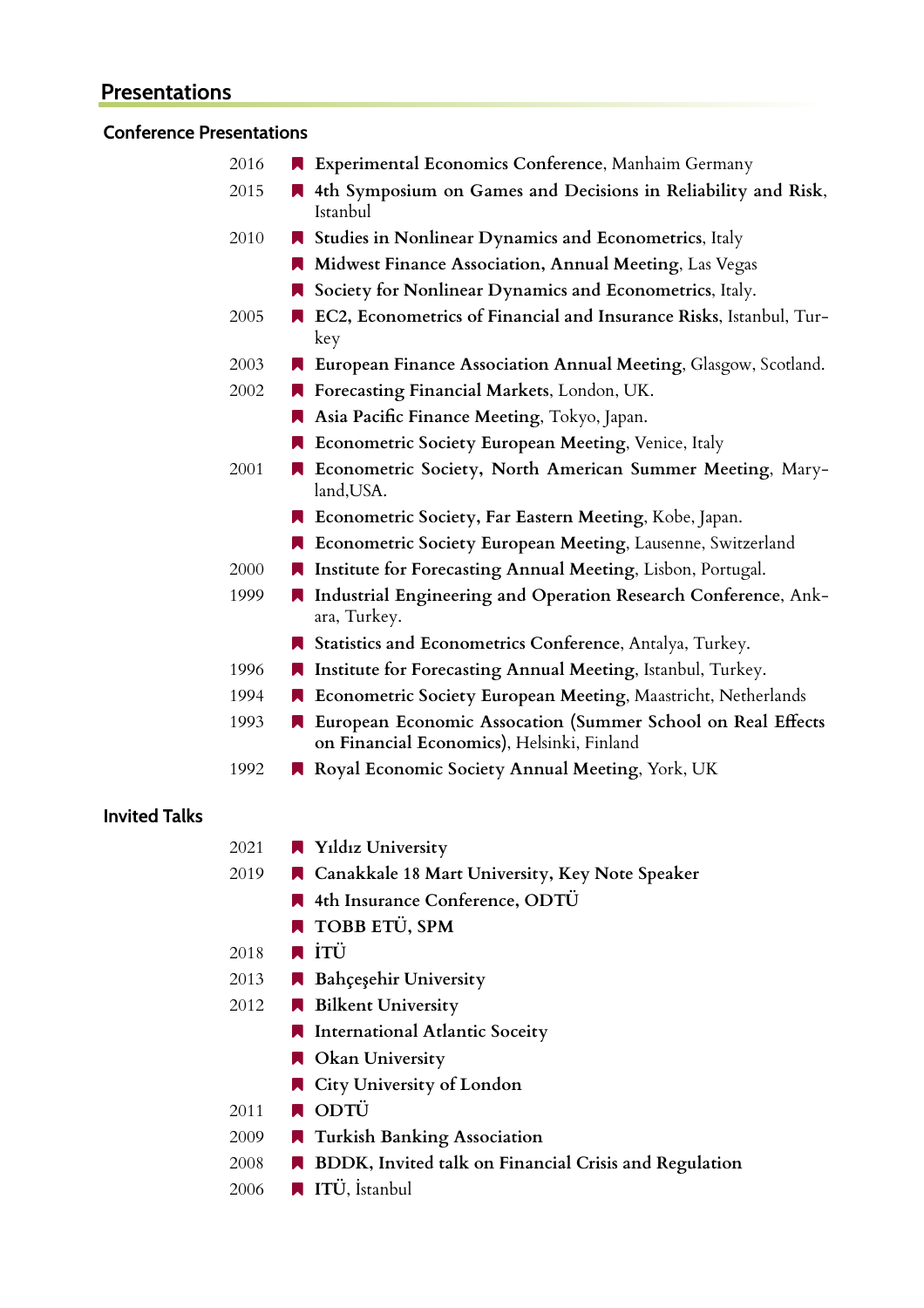## Presentations

### Conference Presentations

- 2016 — **Experimental Economics Conference**, Manhaim Germany
- 2015 — **4th Symposium on Games and Decisions in Reliability and Risk**, Istanbul
- 2010 — **Studies in Nonlinear Dynamics and Econometrics**, Italy
- **Midwest Finance Association, Annual Meeting**, Las Vegas
- **Society for Nonlinear Dynamics and Econometrics**, Italy.
- 2005 — **EC2, Econometrics of Financial and Insurance Risks**, Istanbul, Turkey
- 2003 — **European Finance Association Annual Meeting**, Glasgow, Scotland.
- 2002 — **Forecasting Financial Markets**, London, UK.
- **Asia Pacific Finance Meeting**, Tokyo, Japan.
- **Econometric Society European Meeting**, Venice, Italy
- 2001 — **Econometric Society, North American Summer Meeting**, Maryland,USA.
- **Econometric Society, Far Eastern Meeting**, Kobe, Japan.
- **Econometric Society European Meeting**, Lausenne, Switzerland
- 2000 — **Institute for Forecasting Annual Meeting**, Lisbon, Portugal.
- 1999 — **Industrial Engineering and Operation Research Conference**, Ankara, Turkey.
- **Statistics and Econometrics Conference**, Antalya, Turkey.
- 1996 — **Institute for Forecasting Annual Meeting**, Istanbul, Turkey.
- 1994 — **Econometric Society European Meeting**, Maastricht, Netherlands
- 1993 — **European Economic Assocation (Summer School on Real Effects on Financial Economics)**, Helsinki, Finland
- 1992 — **Royal Economic Society Annual Meeting**, York, UK

### Invited Talks

- 2021 — **Yıldız University**
- 2019 — **Canakkale 18 Mart University, Key Note Speaker**
- **4th Insurance Conference, ODTÜ**
- **TOBB ETÜ, SPM**
- 2018 — **İTÜ**
- 2013 — **Bahçeşehir University**
- 2012 — **Bilkent University**
- **International Atlantic Soceity**
- **Okan University**
- **City University of London**
- 2011 — **ODTÜ**
- 2009 — **Turkish Banking Association**
- 2008 — **BDDK, Invited talk on Financial Crisis and Regulation**
- 2006 — **ITÜ**, İstanbul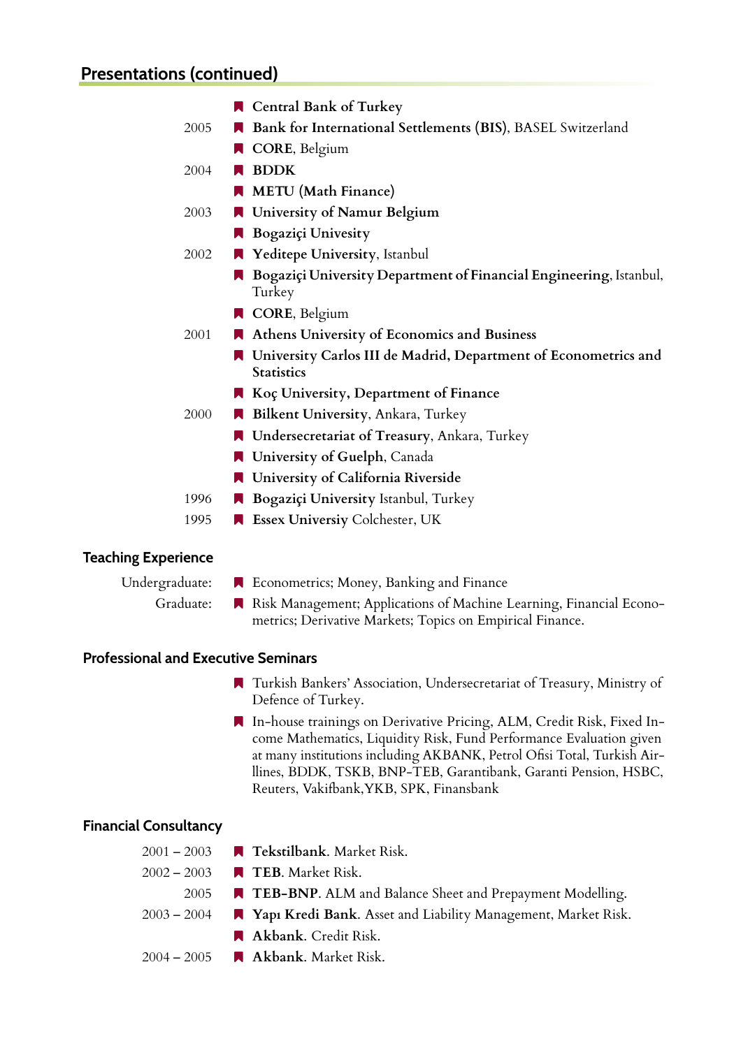## Presentations (continued)

- **Central Bank of Turkey**
- 2005 — **Bank for International Settlements (BIS)**, BASEL Switzerland
- **CORE**, Belgium
- 2004 — **BDDK**
- **METU (Math Finance)**
- 2003 — **University of Namur Belgium**
- **Bogaziçi Univesity**
- 2002 — **Yeditepe University**, Istanbul
- **Bogaziçi University Department of Financial Engineering**, Istanbul, Turkey
- **CORE**, Belgium
- 2001 — **Athens University of Economics and Business**
- **University Carlos III de Madrid, Department of Econometrics and Statistics**
- **Koç University, Department of Finance**
- 2000 — **Bilkent University**, Ankara, Turkey
- **Undersecretariat of Treasury**, Ankara, Turkey
- **University of Guelph**, Canada
- **University of California Riverside**
- 1996 — **Bogaziçi University** Istanbul, Turkey
- 1995 — **Essex Universiy** Colchester, UK

### Teaching Experience

- Undergraduate: Econometrics; Money, Banking and Finance
- Graduate: Risk Management; Applications of Machine Learning, Financial Econometrics; Derivative Markets; Topics on Empirical Finance.

### Professional and Executive Seminars

- Turkish Bankers' Association, Undersecretariat of Treasury, Ministry of Defence of Turkey.
- In-house trainings on Derivative Pricing, ALM, Credit Risk, Fixed Income Mathematics, Liquidity Risk, Fund Performance Evaluation given at many institutions including AKBANK, Petrol Ofisi Total, Turkish Airllines, BDDK, TSKB, BNP-TEB, Garantibank, Garanti Pension, HSBC, Reuters, Vakifbank,YKB, SPK, Finansbank

### Financial Consultancy

- 2001 – 2003 — **Tekstilbank**. Market Risk.
- 2002 – 2003 — **TEB**. Market Risk.
- 2005 — **TEB-BNP**. ALM and Balance Sheet and Prepayment Modelling.
- 2003 – 2004 — **Yapı Kredi Bank**. Asset and Liability Management, Market Risk.
- **Akbank**. Credit Risk.
- 2004 – 2005 — **Akbank**. Market Risk.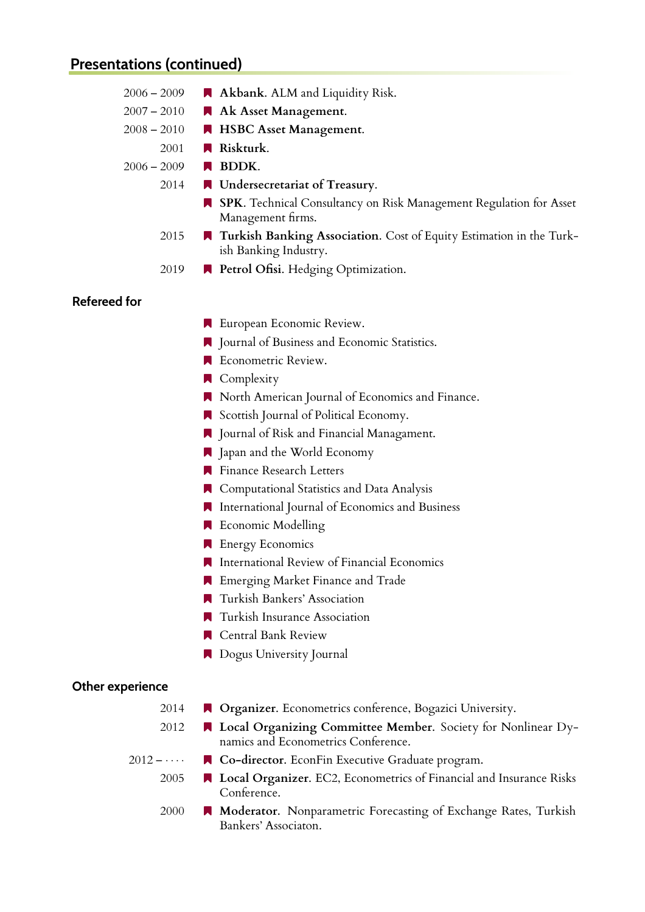## Presentations (continued)

- 2006 – 2009 **Akbank**. ALM and Liquidity Risk.
- 2007 – 2010 **Ak Asset Management**.
- 2008 – 2010 **HSBC Asset Management**.
- 2001 **Riskturk**.
- 2006 – 2009 **BDDK**.
- 2014 **Undersecretariat of Treasury**.
- **SPK**. Technical Consultancy on Risk Management Regulation for Asset Management firms.
- 2015 **Turkish Banking Association**. Cost of Equity Estimation in the Turkish Banking Industry.
- 2019 **Petrol Ofisi**. Hedging Optimization.

### Refereed for

- European Economic Review.
- Journal of Business and Economic Statistics.
- Econometric Review.
- Complexity
- North American Journal of Economics and Finance.
- Scottish Journal of Political Economy.
- Journal of Risk and Financial Managament.
- Japan and the World Economy
- Finance Research Letters
- Computational Statistics and Data Analysis
- International Journal of Economics and Business
- Economic Modelling
- Energy Economics
- International Review of Financial Economics
- Emerging Market Finance and Trade
- Turkish Bankers' Association
- Turkish Insurance Association
- Central Bank Review
- Dogus University Journal

### Other experience

- 2014 **Organizer**. Econometrics conference, Bogazici University.
- 2012 **Local Organizing Committee Member**. Society for Nonlinear Dynamics and Econometrics Conference.
- 2012 – .... **Co-director**. EconFin Executive Graduate program.
- 2005 **Local Organizer**. EC2, Econometrics of Financial and Insurance Risks Conference.
- 2000 **Moderator**. Nonparametric Forecasting of Exchange Rates, Turkish Bankers' Associaton.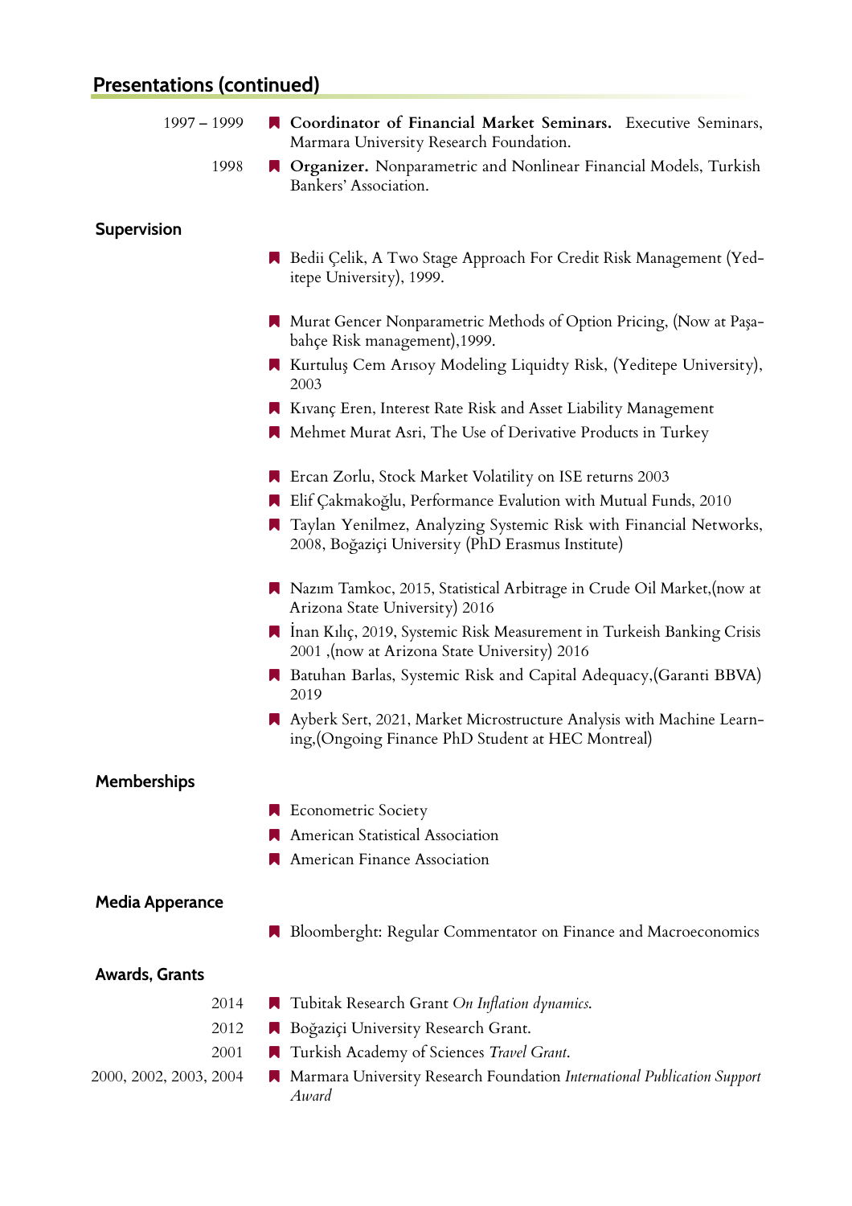## Presentations (continued)

- 1997 – 1999 — **Coordinator of Financial Market Seminars.** Executive Seminars, Marmara University Research Foundation.
- 1998 — **Organizer.** Nonparametric and Nonlinear Financial Models, Turkish Bankers' Association.

## Supervision

- Bedii Çelik, A Two Stage Approach For Credit Risk Management (Yeditepe University), 1999.

- Murat Gencer Nonparametric Methods of Option Pricing, (Now at Paşabahçe Risk management),1999.
- Kurtuluş Cem Arısoy Modeling Liquidty Risk, (Yeditepe University), 2003
- Kıvanç Eren, Interest Rate Risk and Asset Liability Management
- Mehmet Murat Asri, The Use of Derivative Products in Turkey

- Ercan Zorlu, Stock Market Volatility on ISE returns 2003
- Elif Çakmakoğlu, Performance Evalution with Mutual Funds, 2010
- Taylan Yenilmez, Analyzing Systemic Risk with Financial Networks, 2008, Boğaziçi University (PhD Erasmus Institute)

- Nazım Tamkoc, 2015, Statistical Arbitrage in Crude Oil Market,(now at Arizona State University) 2016
- İnan Kılıç, 2019, Systemic Risk Measurement in Turkeish Banking Crisis 2001 ,(now at Arizona State University) 2016
- Batuhan Barlas, Systemic Risk and Capital Adequacy,(Garanti BBVA) 2019
- Ayberk Sert, 2021, Market Microstructure Analysis with Machine Learning,(Ongoing Finance PhD Student at HEC Montreal)

## Memberships

- Econometric Society
- American Statistical Association
- American Finance Association

## Media Apperance

- Bloomberght: Regular Commentator on Finance and Macroeconomics

## Awards, Grants

- 2014 — Tubitak Research Grant *On Inflation dynamics*.
- 2012 — Boğaziçi University Research Grant.
- 2001 — Turkish Academy of Sciences *Travel Grant*.
- 2000, 2002, 2003, 2004 — Marmara University Research Foundation *International Publication Support Award*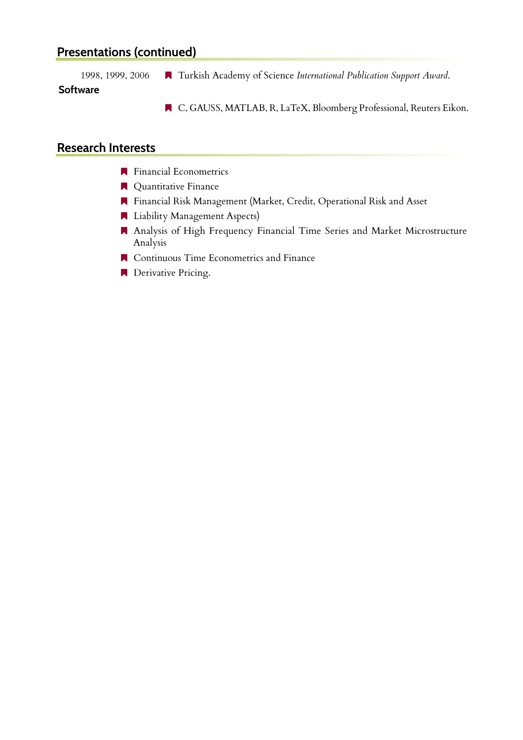## Presentations (continued)

1998, 1999, 2006 — Turkish Academy of Science *International Publication Support Award*.

**Software**

- C, GAUSS, MATLAB, R, LaTeX, Bloomberg Professional, Reuters Eikon.

## Research Interests

- Financial Econometrics
- Quantitative Finance
- Financial Risk Management (Market, Credit, Operational Risk and Asset
- Liability Management Aspects)
- Analysis of High Frequency Financial Time Series and Market Microstructure Analysis
- Continuous Time Econometrics and Finance
- Derivative Pricing.